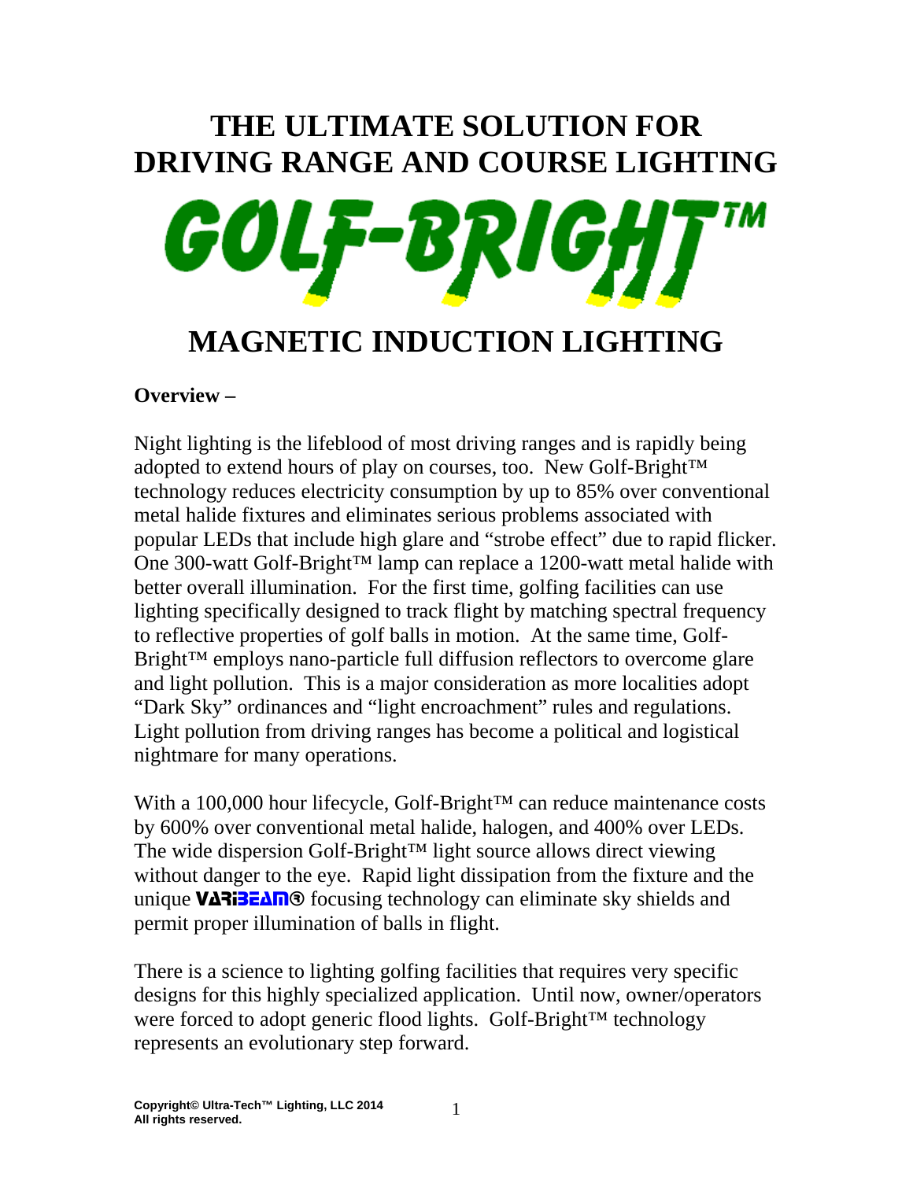# THE ULTIMATE SOLUTION FOR DRIVING RANGE AND COURSE LIGHTING

# GOLF-BRIGHT™

# MAGNETIC INDUCTION LIGHTING

**Overview –**

Night lighting is the lifeblood of most driving ranges and is rapidly being adopted to extend hours of play on courses, too. New Golf-Bright™ technology reduces electricity consumption by up to 85% over conventional metal halide fixtures and eliminates serious problems associated with popular LEDs that include high glare and "strobe effect" due to rapid flicker. One 300-watt Golf-Bright™ lamp can replace a 1200-watt metal halide with better overall illumination. For the first time, golfing facilities can use lighting specifically designed to track flight by matching spectral frequency to reflective properties of golf balls in motion. At the same time, Golf-Bright™ employs nano-particle full diffusion reflectors to overcome glare and light pollution. This is a major consideration as more localities adopt "Dark Sky" ordinances and "light encroachment" rules and regulations. Light pollution from driving ranges has become a political and logistical nightmare for many operations.

With a 100,000 hour lifecycle, Golf-Bright™ can reduce maintenance costs by 600% over conventional metal halide, halogen, and 400% over LEDs. The wide dispersion Golf-Bright™ light source allows direct viewing without danger to the eye. Rapid light dissipation from the fixture and the unique **VARIBEAM®** focusing technology can eliminate sky shields and permit proper illumination of balls in flight.

There is a science to lighting golfing facilities that requires very specific designs for this highly specialized application. Until now, owner/operators were forced to adopt generic flood lights. Golf-Bright™ technology represents an evolutionary step forward.

**Copyright© Ultra-Tech™ Lighting, LLC 2014**
**All rights reserved.**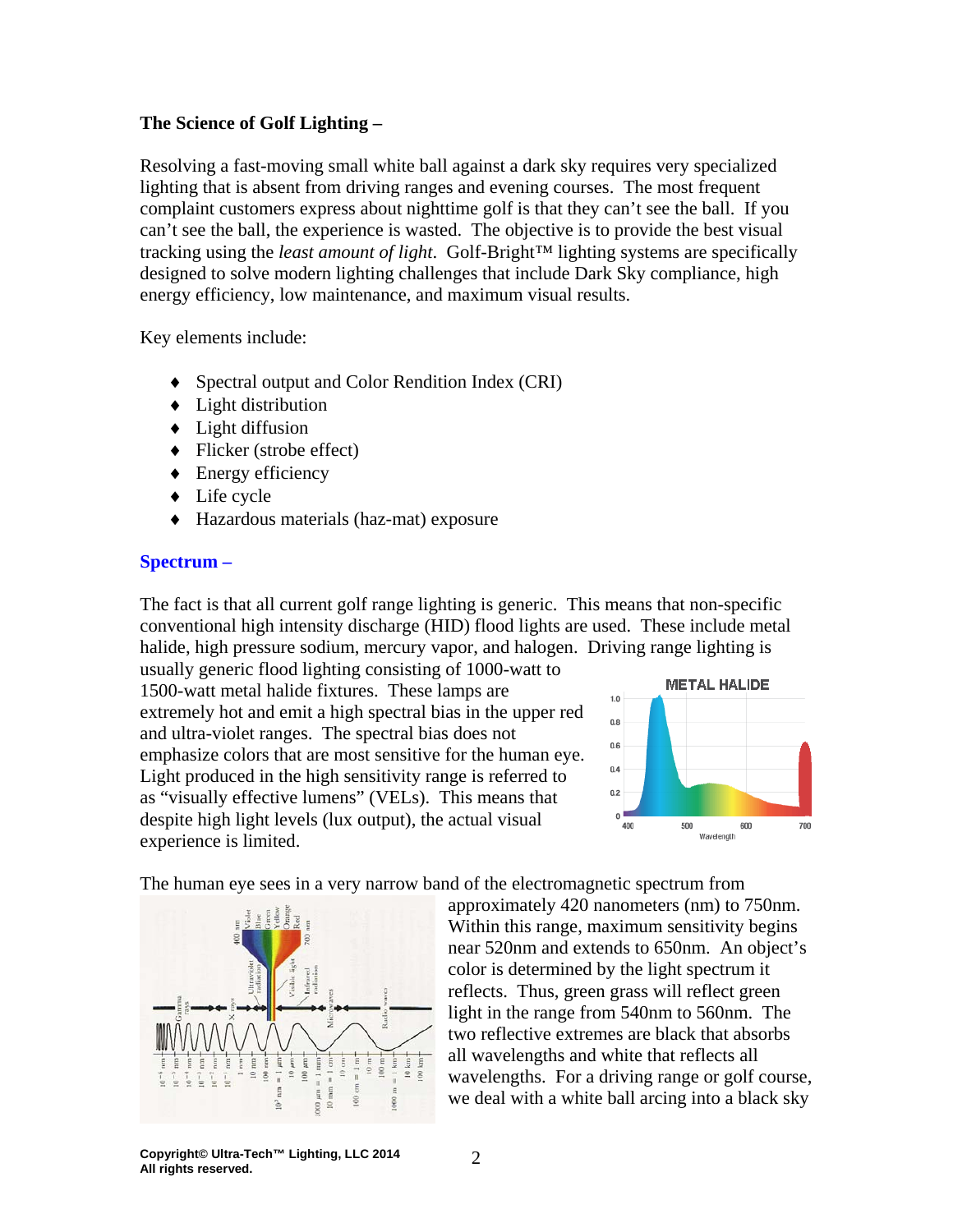**The Science of Golf Lighting –**

Resolving a fast-moving small white ball against a dark sky requires very specialized lighting that is absent from driving ranges and evening courses. The most frequent complaint customers express about nighttime golf is that they can't see the ball. If you can't see the ball, the experience is wasted. The objective is to provide the best visual tracking using the *least amount of light*. Golf-Bright™ lighting systems are specifically designed to solve modern lighting challenges that include Dark Sky compliance, high energy efficiency, low maintenance, and maximum visual results.

Key elements include:

- Spectral output and Color Rendition Index (CRI)
- Light distribution
- Light diffusion
- Flicker (strobe effect)
- Energy efficiency
- Life cycle
- Hazardous materials (haz-mat) exposure

## Spectrum –

The fact is that all current golf range lighting is generic. This means that non-specific conventional high intensity discharge (HID) flood lights are used. These include metal halide, high pressure sodium, mercury vapor, and halogen. Driving range lighting is usually generic flood lighting consisting of 1000-watt to 1500-watt metal halide fixtures. These lamps are extremely hot and emit a high spectral bias in the upper red and ultra-violet ranges. The spectral bias does not emphasize colors that are most sensitive for the human eye. Light produced in the high sensitivity range is referred to as "visually effective lumens" (VELs). This means that despite high light levels (lux output), the actual visual experience is limited.

The human eye sees in a very narrow band of the electromagnetic spectrum from approximately 420 nanometers (nm) to 750nm. Within this range, maximum sensitivity begins near 520nm and extends to 650nm. An object's color is determined by the light spectrum it reflects. Thus, green grass will reflect green light in the range from 540nm to 560nm. The two reflective extremes are black that absorbs all wavelengths and white that reflects all wavelengths. For a driving range or golf course, we deal with a white ball arcing into a black sky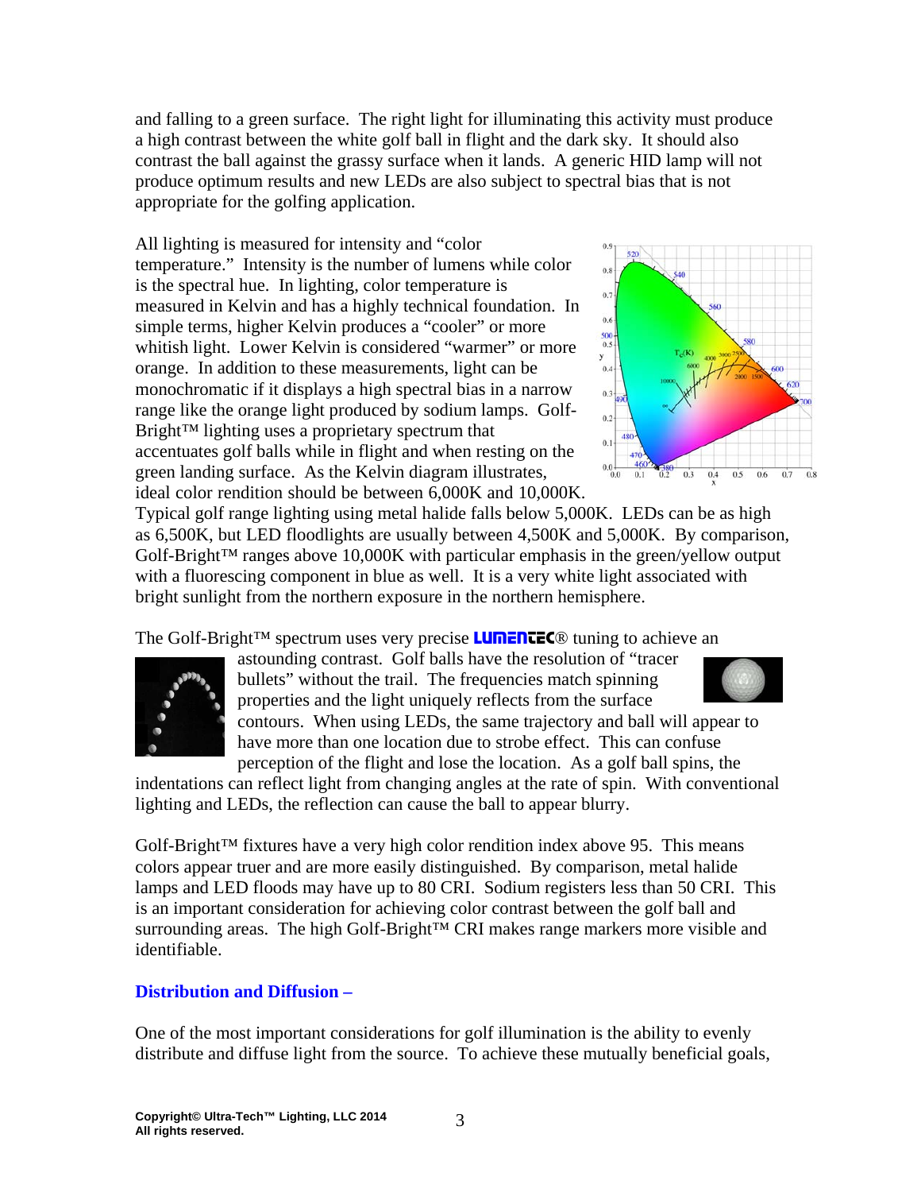and falling to a green surface. The right light for illuminating this activity must produce a high contrast between the white golf ball in flight and the dark sky. It should also contrast the ball against the grassy surface when it lands. A generic HID lamp will not produce optimum results and new LEDs are also subject to spectral bias that is not appropriate for the golfing application.

All lighting is measured for intensity and "color temperature." Intensity is the number of lumens while color is the spectral hue. In lighting, color temperature is measured in Kelvin and has a highly technical foundation. In simple terms, higher Kelvin produces a "cooler" or more whitish light. Lower Kelvin is considered "warmer" or more orange. In addition to these measurements, light can be monochromatic if it displays a high spectral bias in a narrow range like the orange light produced by sodium lamps. Golf-Bright™ lighting uses a proprietary spectrum that accentuates golf balls while in flight and when resting on the green landing surface. As the Kelvin diagram illustrates, ideal color rendition should be between 6,000K and 10,000K. Typical golf range lighting using metal halide falls below 5,000K. LEDs can be as high as 6,500K, but LED floodlights are usually between 4,500K and 5,000K. By comparison, Golf-Bright™ ranges above 10,000K with particular emphasis in the green/yellow output with a fluorescing component in blue as well. It is a very white light associated with bright sunlight from the northern exposure in the northern hemisphere.

The Golf-Bright™ spectrum uses very precise LUMENTEC® tuning to achieve an astounding contrast. Golf balls have the resolution of "tracer bullets" without the trail. The frequencies match spinning properties and the light uniquely reflects from the surface contours. When using LEDs, the same trajectory and ball will appear to have more than one location due to strobe effect. This can confuse perception of the flight and lose the location. As a golf ball spins, the indentations can reflect light from changing angles at the rate of spin. With conventional lighting and LEDs, the reflection can cause the ball to appear blurry.

Golf-Bright™ fixtures have a very high color rendition index above 95. This means colors appear truer and are more easily distinguished. By comparison, metal halide lamps and LED floods may have up to 80 CRI. Sodium registers less than 50 CRI. This is an important consideration for achieving color contrast between the golf ball and surrounding areas. The high Golf-Bright™ CRI makes range markers more visible and identifiable.

## Distribution and Diffusion –

One of the most important considerations for golf illumination is the ability to evenly distribute and diffuse light from the source. To achieve these mutually beneficial goals,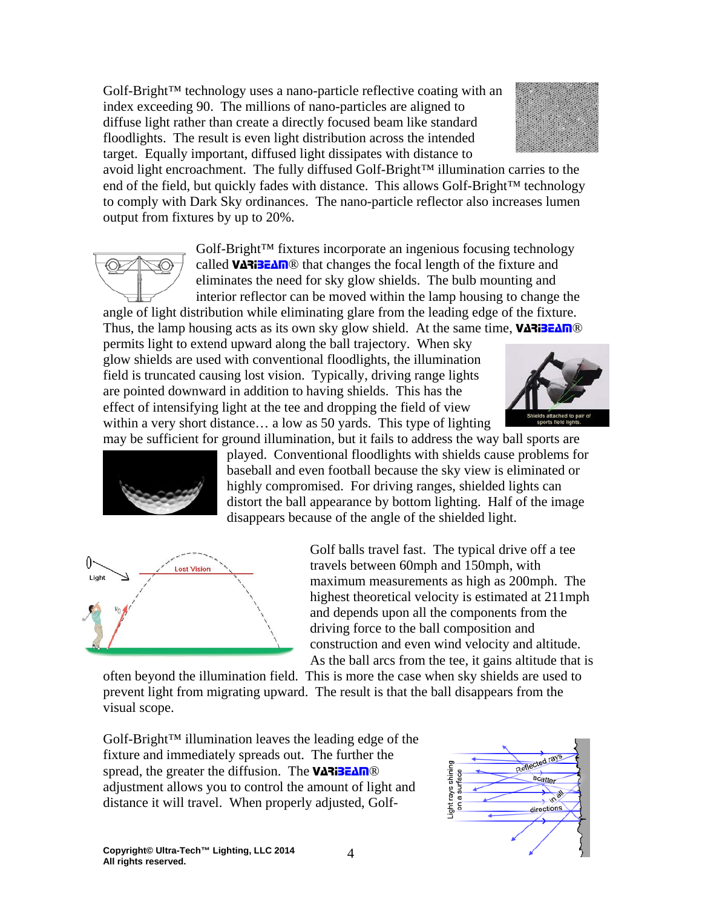Golf-Bright™ technology uses a nano-particle reflective coating with an index exceeding 90. The millions of nano-particles are aligned to diffuse light rather than create a directly focused beam like standard floodlights. The result is even light distribution across the intended target. Equally important, diffused light dissipates with distance to avoid light encroachment. The fully diffused Golf-Bright™ illumination carries to the end of the field, but quickly fades with distance. This allows Golf-Bright™ technology to comply with Dark Sky ordinances. The nano-particle reflector also increases lumen output from fixtures by up to 20%.

Golf-Bright™ fixtures incorporate an ingenious focusing technology called **VARIBEAM**® that changes the focal length of the fixture and eliminates the need for sky glow shields. The bulb mounting and interior reflector can be moved within the lamp housing to change the angle of light distribution while eliminating glare from the leading edge of the fixture. Thus, the lamp housing acts as its own sky glow shield. At the same time, **VARIBEAM**® permits light to extend upward along the ball trajectory. When sky glow shields are used with conventional floodlights, the illumination field is truncated causing lost vision. Typically, driving range lights are pointed downward in addition to having shields. This has the effect of intensifying light at the tee and dropping the field of view within a very short distance… a low as 50 yards. This type of lighting may be sufficient for ground illumination, but it fails to address the way ball sports are played. Conventional floodlights with shields cause problems for baseball and even football because the sky view is eliminated or highly compromised. For driving ranges, shielded lights can distort the ball appearance by bottom lighting. Half of the image disappears because of the angle of the shielded light.

Shields attached to pair of sports field lights.

Golf balls travel fast. The typical drive off a tee travels between 60mph and 150mph, with maximum measurements as high as 200mph. The highest theoretical velocity is estimated at 211mph and depends upon all the components from the driving force to the ball composition and construction and even wind velocity and altitude. As the ball arcs from the tee, it gains altitude that is often beyond the illumination field. This is more the case when sky shields are used to prevent light from migrating upward. The result is that the ball disappears from the visual scope.

Golf-Bright™ illumination leaves the leading edge of the fixture and immediately spreads out. The further the spread, the greater the diffusion. The **VARIBEAM**® adjustment allows you to control the amount of light and distance it will travel. When properly adjusted, Golf-

**Copyright© Ultra-Tech™ Lighting, LLC 2014**
**All rights reserved.**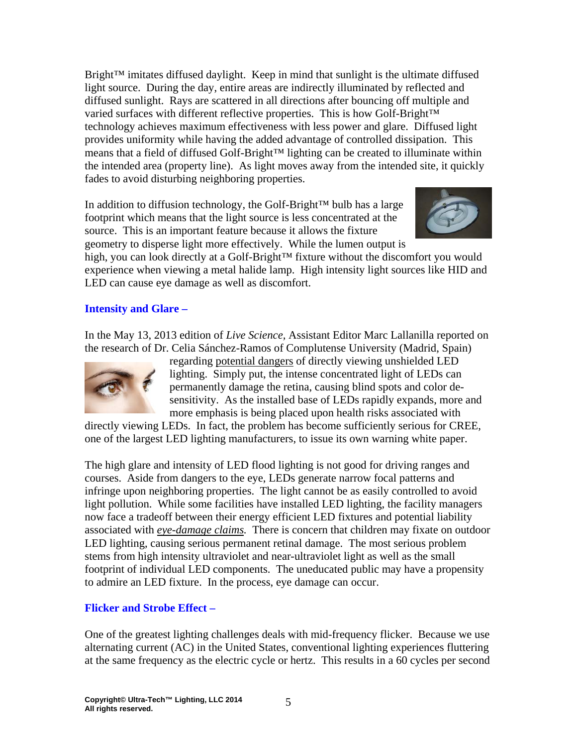Bright™ imitates diffused daylight. Keep in mind that sunlight is the ultimate diffused light source. During the day, entire areas are indirectly illuminated by reflected and diffused sunlight. Rays are scattered in all directions after bouncing off multiple and varied surfaces with different reflective properties. This is how Golf-Bright™ technology achieves maximum effectiveness with less power and glare. Diffused light provides uniformity while having the added advantage of controlled dissipation. This means that a field of diffused Golf-Bright™ lighting can be created to illuminate within the intended area (property line). As light moves away from the intended site, it quickly fades to avoid disturbing neighboring properties.

In addition to diffusion technology, the Golf-Bright™ bulb has a large footprint which means that the light source is less concentrated at the source. This is an important feature because it allows the fixture geometry to disperse light more effectively. While the lumen output is high, you can look directly at a Golf-Bright™ fixture without the discomfort you would experience when viewing a metal halide lamp. High intensity light sources like HID and LED can cause eye damage as well as discomfort.

## Intensity and Glare –

In the May 13, 2013 edition of *Live Science*, Assistant Editor Marc Lallanilla reported on the research of Dr. Celia Sánchez-Ramos of Complutense University (Madrid, Spain) regarding potential dangers of directly viewing unshielded LED lighting. Simply put, the intense concentrated light of LEDs can permanently damage the retina, causing blind spots and color de-sensitivity. As the installed base of LEDs rapidly expands, more and more emphasis is being placed upon health risks associated with directly viewing LEDs. In fact, the problem has become sufficiently serious for CREE, one of the largest LED lighting manufacturers, to issue its own warning white paper.

The high glare and intensity of LED flood lighting is not good for driving ranges and courses. Aside from dangers to the eye, LEDs generate narrow focal patterns and infringe upon neighboring properties. The light cannot be as easily controlled to avoid light pollution. While some facilities have installed LED lighting, the facility managers now face a tradeoff between their energy efficient LED fixtures and potential liability associated with *eye-damage claims*. There is concern that children may fixate on outdoor LED lighting, causing serious permanent retinal damage. The most serious problem stems from high intensity ultraviolet and near-ultraviolet light as well as the small footprint of individual LED components. The uneducated public may have a propensity to admire an LED fixture. In the process, eye damage can occur.

## Flicker and Strobe Effect –

One of the greatest lighting challenges deals with mid-frequency flicker. Because we use alternating current (AC) in the United States, conventional lighting experiences fluttering at the same frequency as the electric cycle or hertz. This results in a 60 cycles per second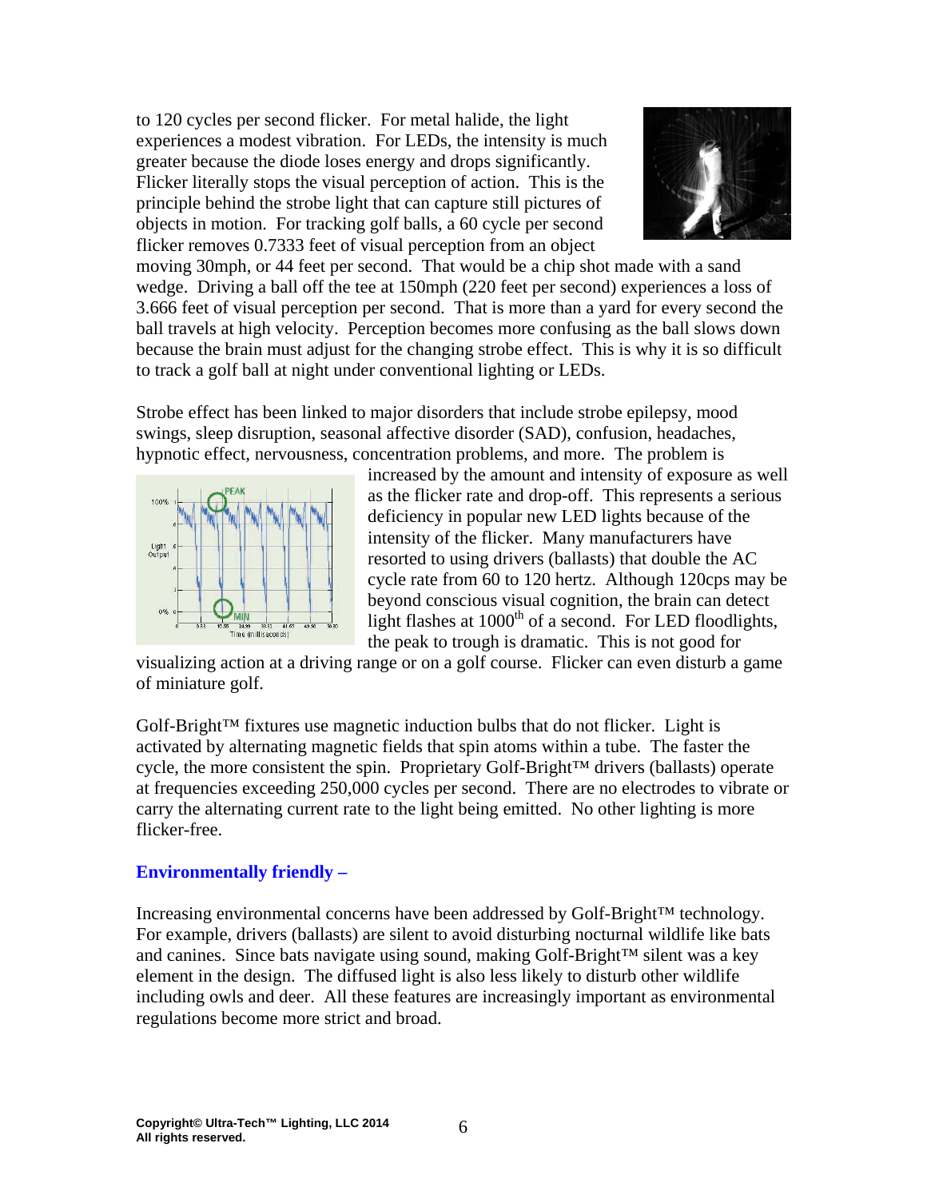to 120 cycles per second flicker. For metal halide, the light experiences a modest vibration. For LEDs, the intensity is much greater because the diode loses energy and drops significantly. Flicker literally stops the visual perception of action. This is the principle behind the strobe light that can capture still pictures of objects in motion. For tracking golf balls, a 60 cycle per second flicker removes 0.7333 feet of visual perception from an object moving 30mph, or 44 feet per second. That would be a chip shot made with a sand wedge. Driving a ball off the tee at 150mph (220 feet per second) experiences a loss of 3.666 feet of visual perception per second. That is more than a yard for every second the ball travels at high velocity. Perception becomes more confusing as the ball slows down because the brain must adjust for the changing strobe effect. This is why it is so difficult to track a golf ball at night under conventional lighting or LEDs.

Strobe effect has been linked to major disorders that include strobe epilepsy, mood swings, sleep disruption, seasonal affective disorder (SAD), confusion, headaches, hypnotic effect, nervousness, concentration problems, and more. The problem is increased by the amount and intensity of exposure as well as the flicker rate and drop-off. This represents a serious deficiency in popular new LED lights because of the intensity of the flicker. Many manufacturers have resorted to using drivers (ballasts) that double the AC cycle rate from 60 to 120 hertz. Although 120cps may be beyond conscious visual cognition, the brain can detect light flashes at 1000th of a second. For LED floodlights, the peak to trough is dramatic. This is not good for visualizing action at a driving range or on a golf course. Flicker can even disturb a game of miniature golf.

Golf-Bright™ fixtures use magnetic induction bulbs that do not flicker. Light is activated by alternating magnetic fields that spin atoms within a tube. The faster the cycle, the more consistent the spin. Proprietary Golf-Bright™ drivers (ballasts) operate at frequencies exceeding 250,000 cycles per second. There are no electrodes to vibrate or carry the alternating current rate to the light being emitted. No other lighting is more flicker-free.

### Environmentally friendly –

Increasing environmental concerns have been addressed by Golf-Bright™ technology. For example, drivers (ballasts) are silent to avoid disturbing nocturnal wildlife like bats and canines. Since bats navigate using sound, making Golf-Bright™ silent was a key element in the design. The diffused light is also less likely to disturb other wildlife including owls and deer. All these features are increasingly important as environmental regulations become more strict and broad.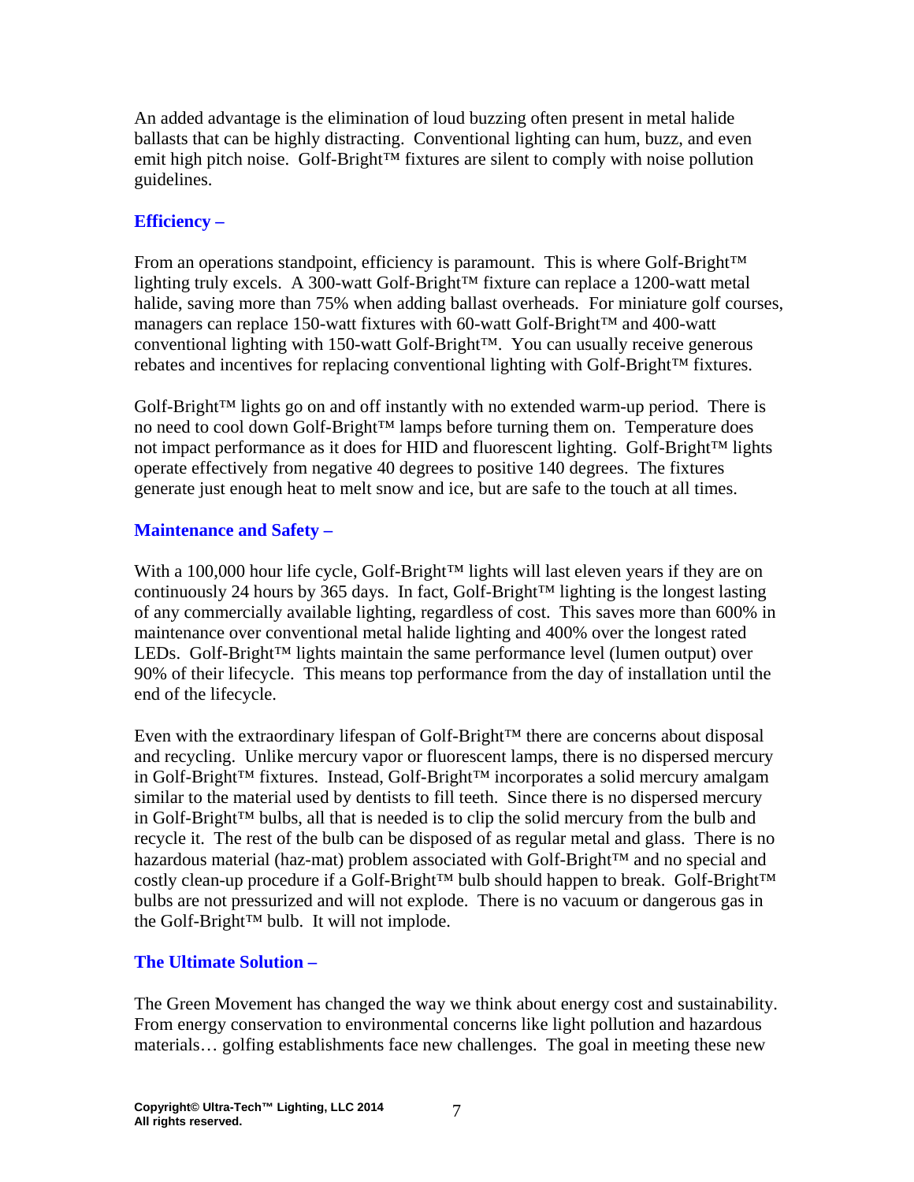An added advantage is the elimination of loud buzzing often present in metal halide ballasts that can be highly distracting. Conventional lighting can hum, buzz, and even emit high pitch noise. Golf-Bright™ fixtures are silent to comply with noise pollution guidelines.

### Efficiency –

From an operations standpoint, efficiency is paramount. This is where Golf-Bright™ lighting truly excels. A 300-watt Golf-Bright™ fixture can replace a 1200-watt metal halide, saving more than 75% when adding ballast overheads. For miniature golf courses, managers can replace 150-watt fixtures with 60-watt Golf-Bright™ and 400-watt conventional lighting with 150-watt Golf-Bright™. You can usually receive generous rebates and incentives for replacing conventional lighting with Golf-Bright™ fixtures.

Golf-Bright™ lights go on and off instantly with no extended warm-up period. There is no need to cool down Golf-Bright™ lamps before turning them on. Temperature does not impact performance as it does for HID and fluorescent lighting. Golf-Bright™ lights operate effectively from negative 40 degrees to positive 140 degrees. The fixtures generate just enough heat to melt snow and ice, but are safe to the touch at all times.

### Maintenance and Safety –

With a 100,000 hour life cycle, Golf-Bright™ lights will last eleven years if they are on continuously 24 hours by 365 days. In fact, Golf-Bright™ lighting is the longest lasting of any commercially available lighting, regardless of cost. This saves more than 600% in maintenance over conventional metal halide lighting and 400% over the longest rated LEDs. Golf-Bright™ lights maintain the same performance level (lumen output) over 90% of their lifecycle. This means top performance from the day of installation until the end of the lifecycle.

Even with the extraordinary lifespan of Golf-Bright™ there are concerns about disposal and recycling. Unlike mercury vapor or fluorescent lamps, there is no dispersed mercury in Golf-Bright™ fixtures. Instead, Golf-Bright™ incorporates a solid mercury amalgam similar to the material used by dentists to fill teeth. Since there is no dispersed mercury in Golf-Bright™ bulbs, all that is needed is to clip the solid mercury from the bulb and recycle it. The rest of the bulb can be disposed of as regular metal and glass. There is no hazardous material (haz-mat) problem associated with Golf-Bright™ and no special and costly clean-up procedure if a Golf-Bright™ bulb should happen to break. Golf-Bright™ bulbs are not pressurized and will not explode. There is no vacuum or dangerous gas in the Golf-Bright™ bulb. It will not implode.

### The Ultimate Solution –

The Green Movement has changed the way we think about energy cost and sustainability. From energy conservation to environmental concerns like light pollution and hazardous materials… golfing establishments face new challenges. The goal in meeting these new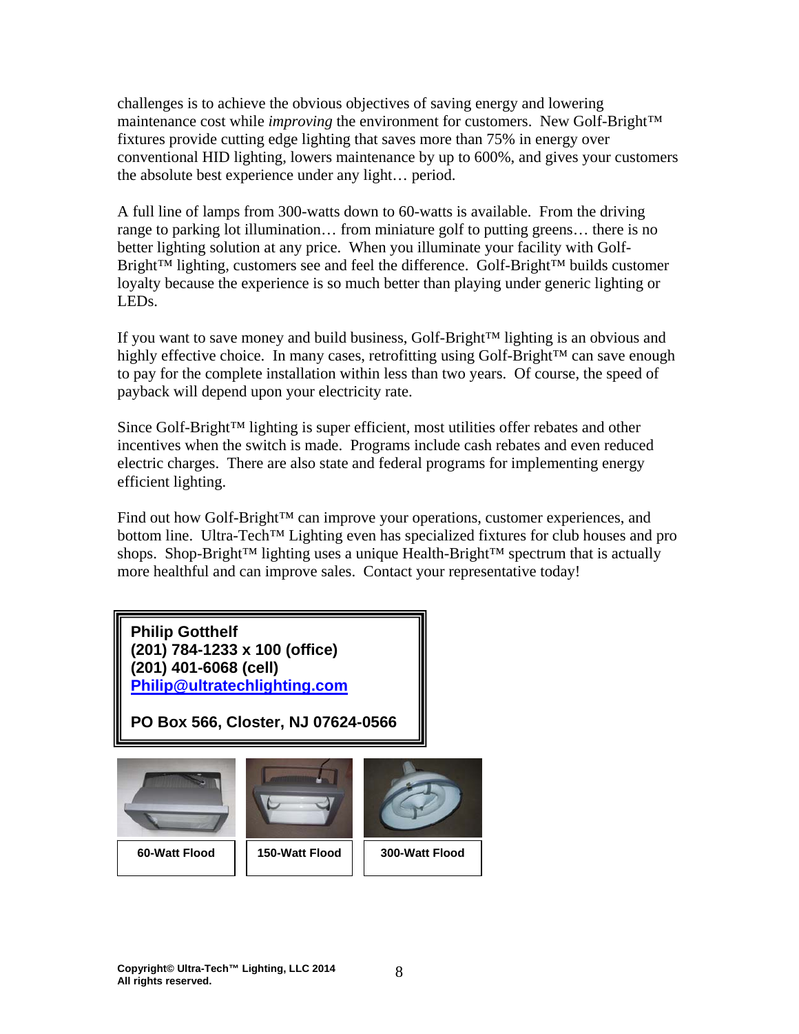challenges is to achieve the obvious objectives of saving energy and lowering maintenance cost while *improving* the environment for customers. New Golf-Bright™ fixtures provide cutting edge lighting that saves more than 75% in energy over conventional HID lighting, lowers maintenance by up to 600%, and gives your customers the absolute best experience under any light… period.

A full line of lamps from 300-watts down to 60-watts is available. From the driving range to parking lot illumination… from miniature golf to putting greens… there is no better lighting solution at any price. When you illuminate your facility with Golf-Bright™ lighting, customers see and feel the difference. Golf-Bright™ builds customer loyalty because the experience is so much better than playing under generic lighting or LEDs.

If you want to save money and build business, Golf-Bright™ lighting is an obvious and highly effective choice. In many cases, retrofitting using Golf-Bright™ can save enough to pay for the complete installation within less than two years. Of course, the speed of payback will depend upon your electricity rate.

Since Golf-Bright™ lighting is super efficient, most utilities offer rebates and other incentives when the switch is made. Programs include cash rebates and even reduced electric charges. There are also state and federal programs for implementing energy efficient lighting.

Find out how Golf-Bright™ can improve your operations, customer experiences, and bottom line. Ultra-Tech™ Lighting even has specialized fixtures for club houses and pro shops. Shop-Bright™ lighting uses a unique Health-Bright™ spectrum that is actually more healthful and can improve sales. Contact your representative today!

**Philip Gotthelf**
**(201) 784-1233 x 100 (office)**
**(201) 401-6068 (cell)**
**Philip@ultratechlighting.com**

**PO Box 566, Closter, NJ 07624-0566**

**60-Watt Flood**

**150-Watt Flood**

**300-Watt Flood**

**Copyright© Ultra-Tech™ Lighting, LLC 2014**
**All rights reserved.**